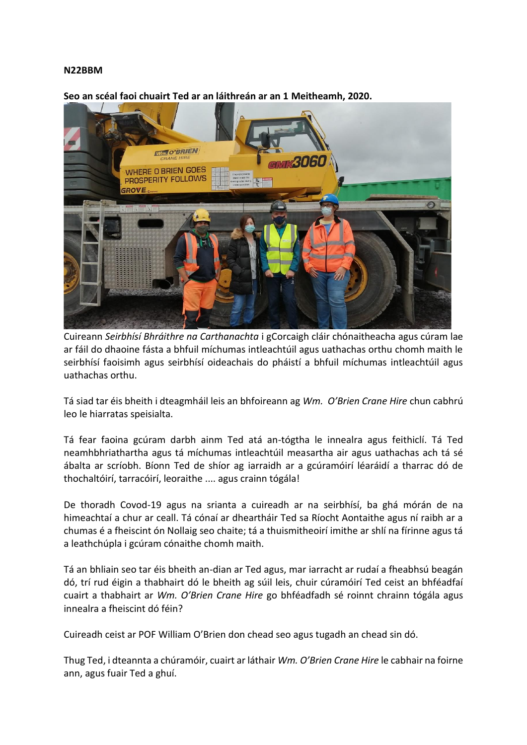**N22BBM**

**Seo an scéal faoi chuairt Ted ar an láithreán ar an 1 Meitheamh, 2020.**

Cuireann *Seirbhísí Bhráithre na Carthanachta* i gCorcaigh cláir chónaitheacha agus cúram lae ar fáil do dhaoine fásta a bhfuil míchumas intleachtúil agus uathachas orthu chomh maith le seirbhísí faoisimh agus seirbhísí oideachais do pháistí a bhfuil míchumas intleachtúil agus uathachas orthu.

Tá siad tar éis bheith i dteagmháil leis an bhfoireann ag *Wm. O'Brien Crane Hire* chun cabhrú leo le hiarratas speisialta.

Tá fear faoina gcúram darbh ainm Ted atá an-tógtha le innealra agus feithiclí. Tá Ted neamhbhriathartha agus tá míchumas intleachtúil measartha air agus uathachas ach tá sé ábalta ar scríobh. Bíonn Ted de shíor ag iarraidh ar a gcúramóirí léaráidí a tharrac dó de thochaltóirí, tarracóirí, leoraithe .... agus crainn tógála!

De thoradh Covod-19 agus na srianta a cuireadh ar na seirbhísí, ba ghá mórán de na himeachtaí a chur ar ceall. Tá cónaí ar dheartháir Ted sa Ríocht Aontaithe agus ní raibh ar a chumas é a fheiscint ón Nollaig seo chaite; tá a thuismitheoirí imithe ar shlí na fírinne agus tá a leathchúpla i gcúram cónaithe chomh maith.

Tá an bhliain seo tar éis bheith an-dian ar Ted agus, mar iarracht ar rudaí a fheabhsú beagán dó, trí rud éigin a thabhairt dó le bheith ag súil leis, chuir cúramóirí Ted ceist an bhféadfaí cuairt a thabhairt ar *Wm. O'Brien Crane Hire* go bhféadfadh sé roinnt chrainn tógála agus innealra a fheiscint dó féin?

Cuireadh ceist ar POF William O'Brien don chead seo agus tugadh an chead sin dó.

Thug Ted, i dteannta a chúramóir, cuairt ar láthair *Wm. O'Brien Crane Hire* le cabhair na foirne ann, agus fuair Ted a ghuí.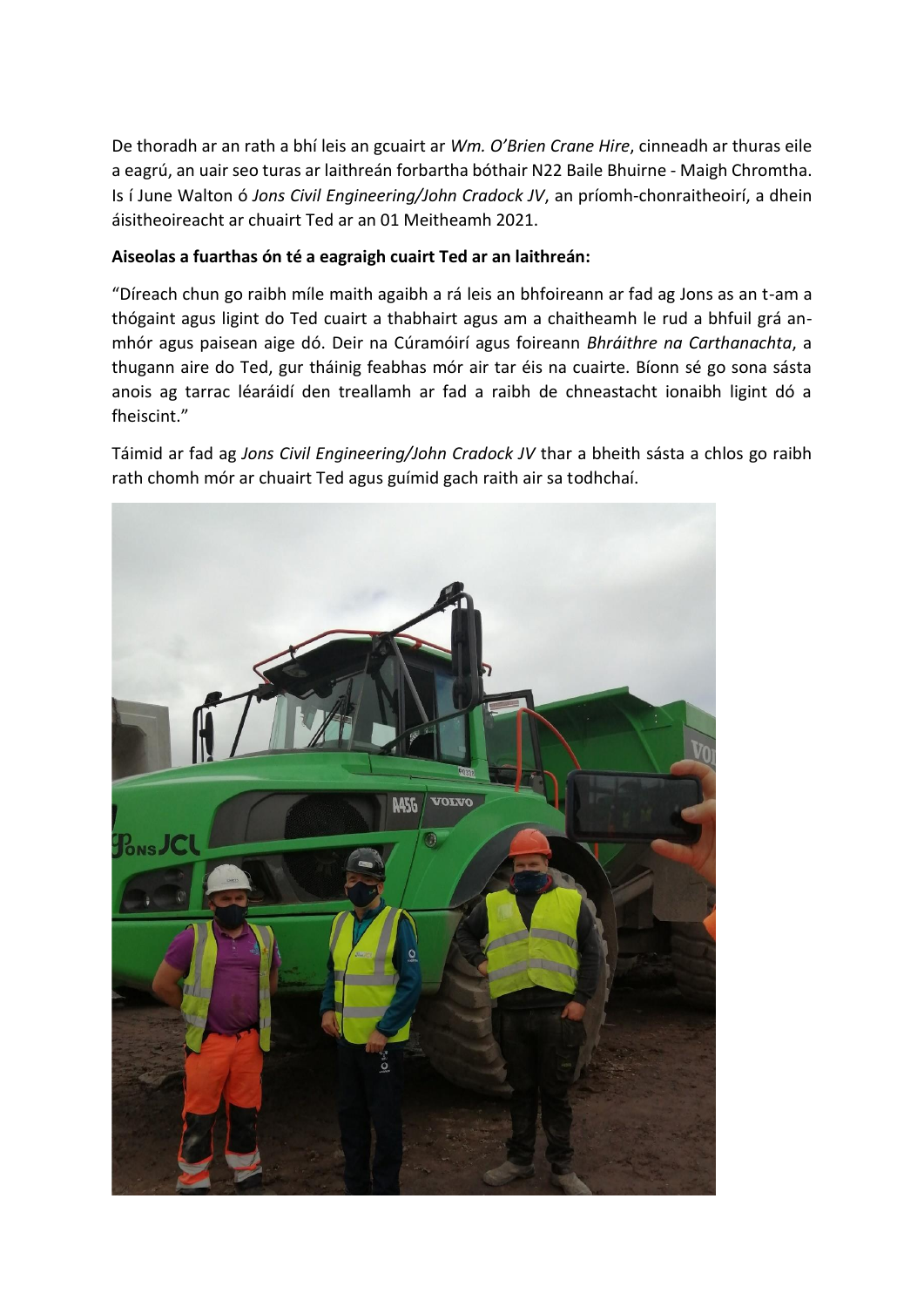De thoradh ar an rath a bhí leis an gcuairt ar *Wm. O'Brien Crane Hire*, cinneadh ar thuras eile a eagrú, an uair seo turas ar laithreán forbartha bóthair N22 Baile Bhuirne - Maigh Chromtha. Is í June Walton ó *Jons Civil Engineering/John Cradock JV*, an príomh-chonraitheoirí, a dhein áisitheoireacht ar chuairt Ted ar an 01 Meitheamh 2021.

**Aiseolas a fuarthas ón té a eagraigh cuairt Ted ar an laithreán:**

"Díreach chun go raibh míle maith agaibh a rá leis an bhfoireann ar fad ag Jons as an t-am a thógaint agus ligint do Ted cuairt a thabhairt agus am a chaitheamh le rud a bhfuil grá an-mhór agus paisean aige dó. Deir na Cúramóirí agus foireann *Bhráithre na Carthanachta*, a thugann aire do Ted, gur tháinig feabhas mór air tar éis na cuairte. Bíonn sé go sona sásta anois ag tarrac léaráidí den treallamh ar fad a raibh de chneastacht ionaibh ligint dó a fheiscint."

Táimid ar fad ag *Jons Civil Engineering/John Cradock JV* thar a bheith sásta a chlos go raibh rath chomh mór ar chuairt Ted agus guímid gach raith air sa todhchaí.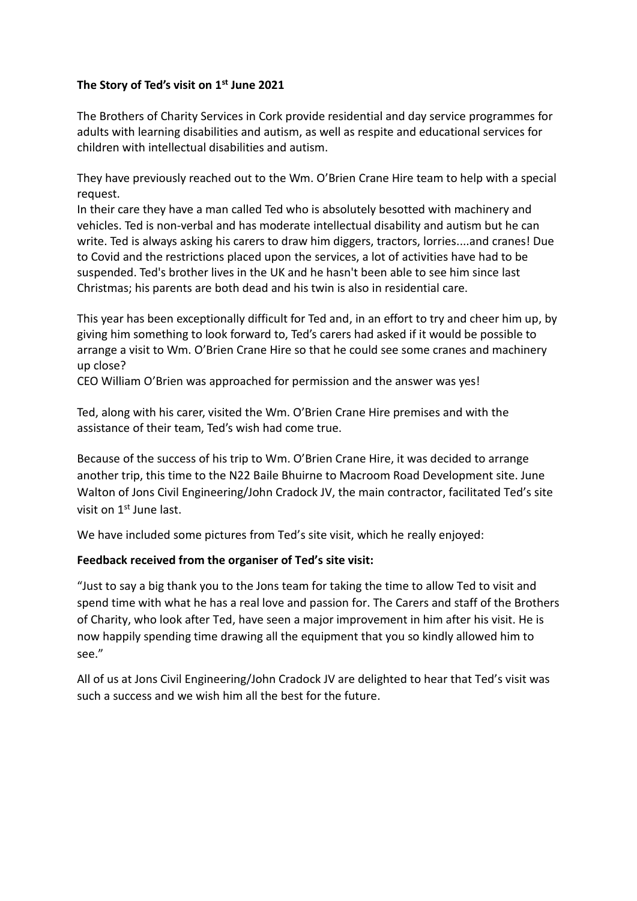**The Story of Ted's visit on 1st June 2021**

The Brothers of Charity Services in Cork provide residential and day service programmes for adults with learning disabilities and autism, as well as respite and educational services for children with intellectual disabilities and autism.

They have previously reached out to the Wm. O'Brien Crane Hire team to help with a special request.

In their care they have a man called Ted who is absolutely besotted with machinery and vehicles. Ted is non-verbal and has moderate intellectual disability and autism but he can write. Ted is always asking his carers to draw him diggers, tractors, lorries....and cranes! Due to Covid and the restrictions placed upon the services, a lot of activities have had to be suspended. Ted's brother lives in the UK and he hasn't been able to see him since last Christmas; his parents are both dead and his twin is also in residential care.

This year has been exceptionally difficult for Ted and, in an effort to try and cheer him up, by giving him something to look forward to, Ted's carers had asked if it would be possible to arrange a visit to Wm. O'Brien Crane Hire so that he could see some cranes and machinery up close?

CEO William O'Brien was approached for permission and the answer was yes!

Ted, along with his carer, visited the Wm. O'Brien Crane Hire premises and with the assistance of their team, Ted's wish had come true.

Because of the success of his trip to Wm. O'Brien Crane Hire, it was decided to arrange another trip, this time to the N22 Baile Bhuirne to Macroom Road Development site. June Walton of Jons Civil Engineering/John Cradock JV, the main contractor, facilitated Ted's site visit on 1st June last.

We have included some pictures from Ted's site visit, which he really enjoyed:

**Feedback received from the organiser of Ted's site visit:**

"Just to say a big thank you to the Jons team for taking the time to allow Ted to visit and spend time with what he has a real love and passion for. The Carers and staff of the Brothers of Charity, who look after Ted, have seen a major improvement in him after his visit. He is now happily spending time drawing all the equipment that you so kindly allowed him to see."

All of us at Jons Civil Engineering/John Cradock JV are delighted to hear that Ted's visit was such a success and we wish him all the best for the future.